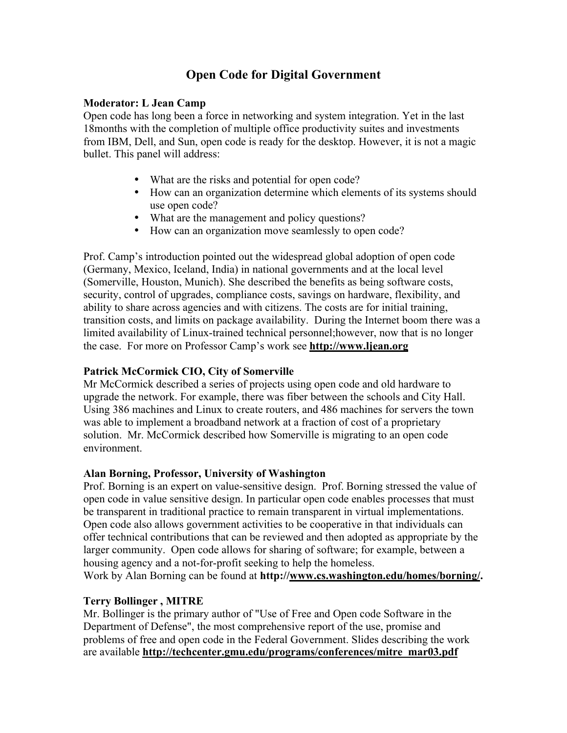# Open Code for Digital Government

**Moderator: L Jean Camp**

Open code has long been a force in networking and system integration. Yet in the last 18months with the completion of multiple office productivity suites and investments from IBM, Dell, and Sun, open code is ready for the desktop. However, it is not a magic bullet. This panel will address:

- What are the risks and potential for open code?
- How can an organization determine which elements of its systems should use open code?
- What are the management and policy questions?
- How can an organization move seamlessly to open code?

Prof. Camp's introduction pointed out the widespread global adoption of open code (Germany, Mexico, Iceland, India) in national governments and at the local level (Somerville, Houston, Munich). She described the benefits as being software costs, security, control of upgrades, compliance costs, savings on hardware, flexibility, and ability to share across agencies and with citizens. The costs are for initial training, transition costs, and limits on package availability. During the Internet boom there was a limited availability of Linux-trained technical personnel;however, now that is no longer the case. For more on Professor Camp's work see **http://www.ljean.org**

**Patrick McCormick CIO, City of Somerville**

Mr McCormick described a series of projects using open code and old hardware to upgrade the network. For example, there was fiber between the schools and City Hall. Using 386 machines and Linux to create routers, and 486 machines for servers the town was able to implement a broadband network at a fraction of cost of a proprietary solution. Mr. McCormick described how Somerville is migrating to an open code environment.

**Alan Borning, Professor, University of Washington**

Prof. Borning is an expert on value-sensitive design. Prof. Borning stressed the value of open code in value sensitive design. In particular open code enables processes that must be transparent in traditional practice to remain transparent in virtual implementations. Open code also allows government activities to be cooperative in that individuals can offer technical contributions that can be reviewed and then adopted as appropriate by the larger community. Open code allows for sharing of software; for example, between a housing agency and a not-for-profit seeking to help the homeless.
Work by Alan Borning can be found at **http://www.cs.washington.edu/homes/borning/.**

**Terry Bollinger , MITRE**

Mr. Bollinger is the primary author of "Use of Free and Open code Software in the Department of Defense", the most comprehensive report of the use, promise and problems of free and open code in the Federal Government. Slides describing the work are available **http://techcenter.gmu.edu/programs/conferences/mitre_mar03.pdf**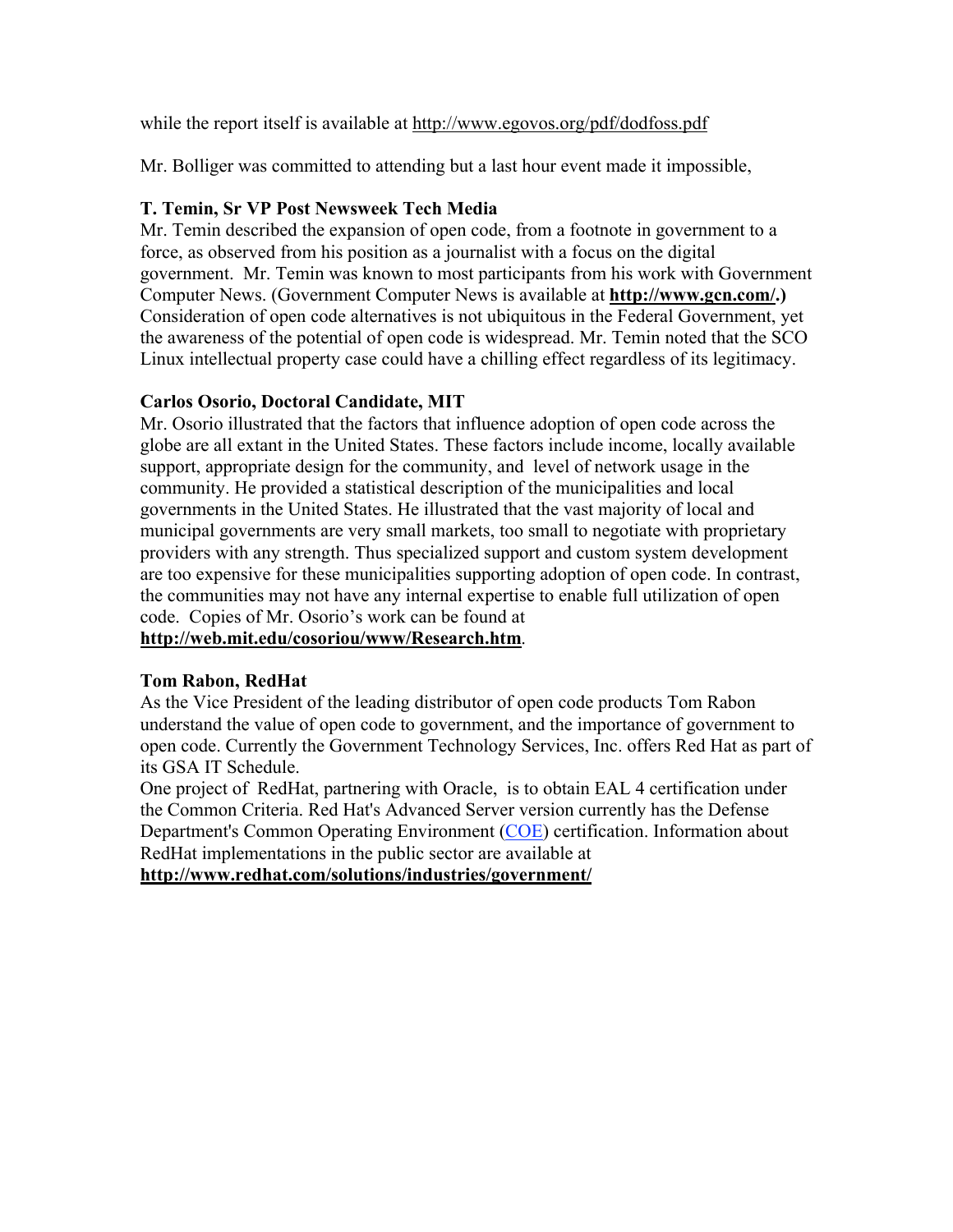while the report itself is available at http://www.egovos.org/pdf/dodfoss.pdf

Mr. Bolliger was committed to attending but a last hour event made it impossible,

**T. Temin, Sr VP Post Newsweek Tech Media**

Mr. Temin described the expansion of open code, from a footnote in government to a force, as observed from his position as a journalist with a focus on the digital government. Mr. Temin was known to most participants from his work with Government Computer News. (Government Computer News is available at **http://www.gcn.com/.)** Consideration of open code alternatives is not ubiquitous in the Federal Government, yet the awareness of the potential of open code is widespread. Mr. Temin noted that the SCO Linux intellectual property case could have a chilling effect regardless of its legitimacy.

**Carlos Osorio, Doctoral Candidate, MIT**

Mr. Osorio illustrated that the factors that influence adoption of open code across the globe are all extant in the United States. These factors include income, locally available support, appropriate design for the community, and level of network usage in the community. He provided a statistical description of the municipalities and local governments in the United States. He illustrated that the vast majority of local and municipal governments are very small markets, too small to negotiate with proprietary providers with any strength. Thus specialized support and custom system development are too expensive for these municipalities supporting adoption of open code. In contrast, the communities may not have any internal expertise to enable full utilization of open code. Copies of Mr. Osorio's work can be found at **http://web.mit.edu/cosoriou/www/Research.htm**.

**Tom Rabon, RedHat**

As the Vice President of the leading distributor of open code products Tom Rabon understand the value of open code to government, and the importance of government to open code. Currently the Government Technology Services, Inc. offers Red Hat as part of its GSA IT Schedule.

One project of RedHat, partnering with Oracle, is to obtain EAL 4 certification under the Common Criteria. Red Hat's Advanced Server version currently has the Defense Department's Common Operating Environment (COE) certification. Information about RedHat implementations in the public sector are available at **http://www.redhat.com/solutions/industries/government/**